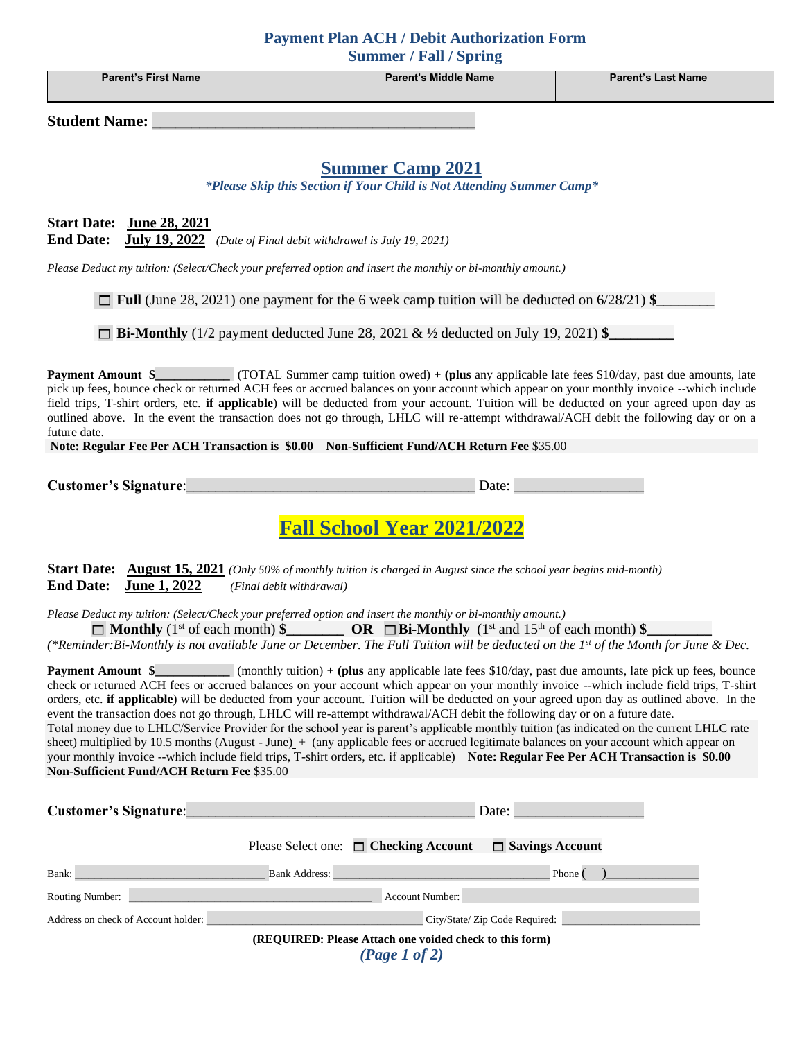# Payment Plan ACH / Debit Authorization Form
## Summer / Fall / Spring

| Parent's First Name | Parent's Middle Name | Parent's Last Name |
|---|---|---|
| | | |

**Student Name: ___________________________________________**

## Summer Camp 2021

*\*Please Skip this Section if Your Child is Not Attending Summer Camp\**

**Start Date: June 28, 2021**
**End Date: July 19, 2022** *(Date of Final debit withdrawal is July 19, 2021)*

*Please Deduct my tuition: (Select/Check your preferred option and insert the monthly or bi-monthly amount.)*

☐ **Full** (June 28, 2021) one payment for the 6 week camp tuition will be deducted on 6/28/21) **$________**

☐ **Bi-Monthly** (1/2 payment deducted June 28, 2021 & ½ deducted on July 19, 2021) **$_________**

**Payment Amount $___________** (TOTAL Summer camp tuition owed) **+ (plus** any applicable late fees $10/day, past due amounts, late pick up fees, bounce check or returned ACH fees or accrued balances on your account which appear on your monthly invoice --which include field trips, T-shirt orders, etc. **if applicable**) will be deducted from your account. Tuition will be deducted on your agreed upon day as outlined above. In the event the transaction does not go through, LHLC will re-attempt withdrawal/ACH debit the following day or on a future date.

**Note: Regular Fee Per ACH Transaction is $0.00 Non-Sufficient Fund/ACH Return Fee** $35.00

**Customer's Signature**:________________________________________ Date: __________________

## Fall School Year 2021/2022

**Start Date: August 15, 2021** *(Only 50% of monthly tuition is charged in August since the school year begins mid-month)*
**End Date: June 1, 2022** *(Final debit withdrawal)*

*Please Deduct my tuition: (Select/Check your preferred option and insert the monthly or bi-monthly amount.)*

☐ **Monthly** (1st of each month) **$________ OR** ☐ **Bi-Monthly** (1st and 15th of each month) **$_________**

*(\*Reminder:Bi-Monthly is not available June or December. The Full Tuition will be deducted on the 1st of the Month for June & Dec.*

**Payment Amount $___________** (monthly tuition) **+ (plus** any applicable late fees $10/day, past due amounts, late pick up fees, bounce check or returned ACH fees or accrued balances on your account which appear on your monthly invoice --which include field trips, T-shirt orders, etc. **if applicable**) will be deducted from your account. Tuition will be deducted on your agreed upon day as outlined above. In the event the transaction does not go through, LHLC will re-attempt withdrawal/ACH debit the following day or on a future date.

Total money due to LHLC/Service Provider for the school year is parent's applicable monthly tuition (as indicated on the current LHLC rate sheet) multiplied by 10.5 months (August - June) + (any applicable fees or accrued legitimate balances on your account which appear on your monthly invoice --which include field trips, T-shirt orders, etc. if applicable) **Note: Regular Fee Per ACH Transaction is $0.00 Non-Sufficient Fund/ACH Return Fee** $35.00

**Customer's Signature**:________________________________________ Date: __________________

Please Select one: ☐ **Checking Account** ☐ **Savings Account**

Bank: ______________________________ Bank Address: ________________________________ Phone ( )______________

Routing Number: ______________________________________ Account Number: ______________________________________

Address on check of Account holder: ___________________________________ City/State/ Zip Code Required: ______________________

**(REQUIRED: Please Attach one voided check to this form)**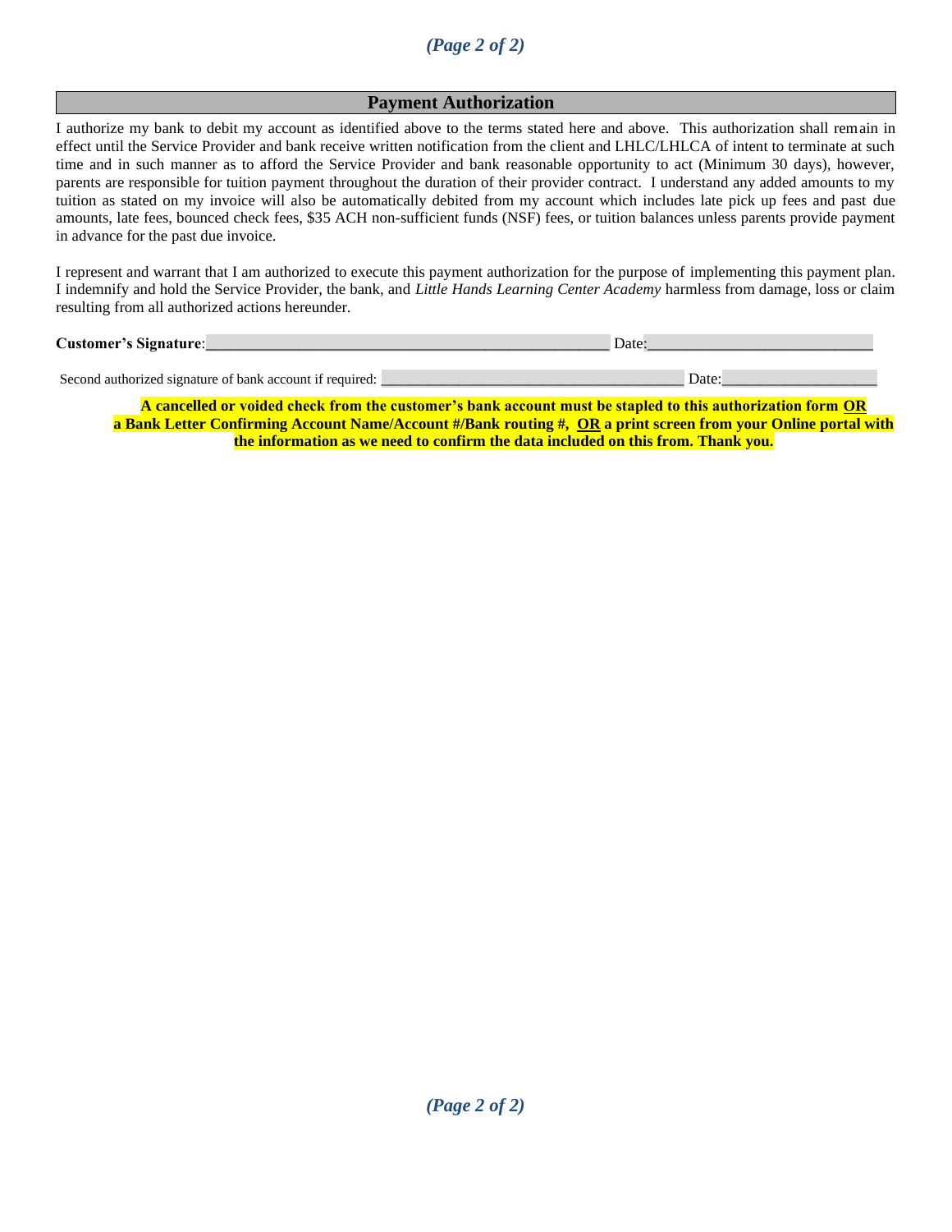## Payment Authorization

I authorize my bank to debit my account as identified above to the terms stated here and above. This authorization shall remain in effect until the Service Provider and bank receive written notification from the client and LHLC/LHLCA of intent to terminate at such time and in such manner as to afford the Service Provider and bank reasonable opportunity to act (Minimum 30 days), however, parents are responsible for tuition payment throughout the duration of their provider contract. I understand any added amounts to my tuition as stated on my invoice will also be automatically debited from my account which includes late pick up fees and past due amounts, late fees, bounced check fees, $35 ACH non-sufficient funds (NSF) fees, or tuition balances unless parents provide payment in advance for the past due invoice.

I represent and warrant that I am authorized to execute this payment authorization for the purpose of implementing this payment plan. I indemnify and hold the Service Provider, the bank, and *Little Hands Learning Center Academy* harmless from damage, loss or claim resulting from all authorized actions hereunder.

**Customer's Signature**:______________________________________________ Date:__________________________

Second authorized signature of bank account if required: ____________________________________ Date:__________________

**A cancelled or voided check from the customer's bank account must be stapled to this authorization form OR a Bank Letter Confirming Account Name/Account #/Bank routing #, OR a print screen from your Online portal with the information as we need to confirm the data included on this from. Thank you.**